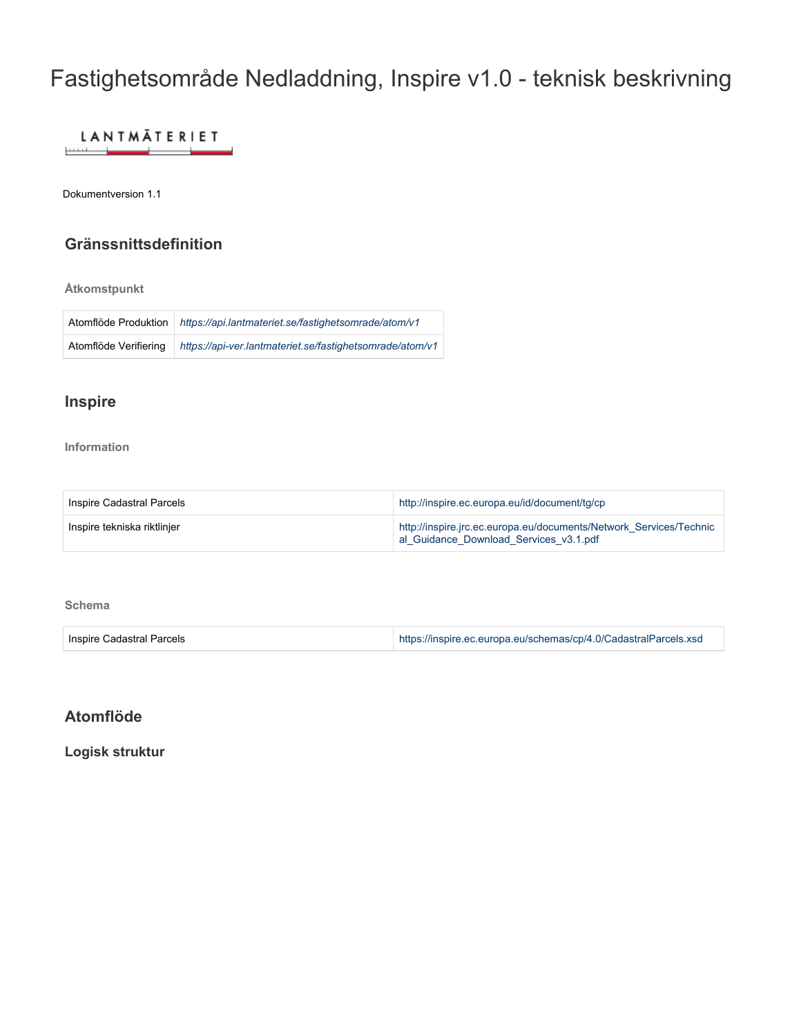# Fastighetsområde Nedladdning, Inspire v1.0 - teknisk beskrivning

LANTMÄTERIET

Dokumentversion 1.1

## Gränssnittsdefinition

### Åtkomstpunkt

| | |
|---|---|
| Atomflöde Produktion | *https://api.lantmateriet.se/fastighetsomrade/atom/v1* |
| Atomflöde Verifiering | *https://api-ver.lantmateriet.se/fastighetsomrade/atom/v1* |

## Inspire

### Information

| | |
|---|---|
| Inspire Cadastral Parcels | http://inspire.ec.europa.eu/id/document/tg/cp |
| Inspire tekniska riktlinjer | http://inspire.jrc.ec.europa.eu/documents/Network_Services/Technical_Guidance_Download_Services_v3.1.pdf |

### Schema

| | |
|---|---|
| Inspire Cadastral Parcels | https://inspire.ec.europa.eu/schemas/cp/4.0/CadastralParcels.xsd |

## Atomflöde

### Logisk struktur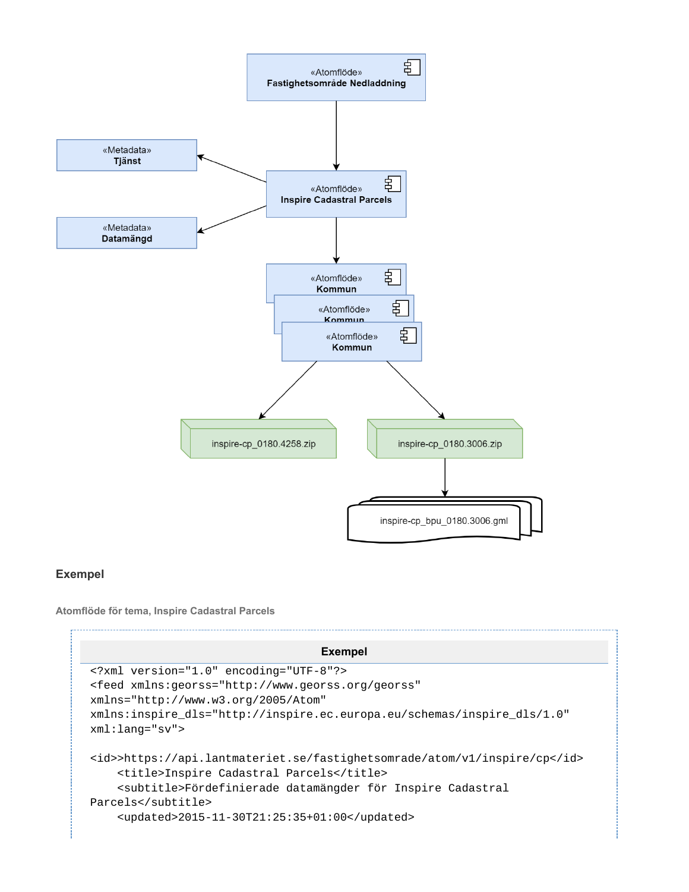«Atomflöde»
**Fastighetsområde Nedladdning**

«Metadata»
**Tjänst**

«Atomflöde»
**Inspire Cadastral Parcels**

«Metadata»
**Datamängd**

«Atomflöde»
**Kommun**

«Atomflöde»
**Kommun**

«Atomflöde»
**Kommun**

inspire-cp_0180.4258.zip

inspire-cp_0180.3006.zip

inspire-cp_bpu_0180.3006.gml

### Exempel

#### Atomflöde för tema, Inspire Cadastral Parcels

**Exempel**

```
<?xml version="1.0" encoding="UTF-8"?>
<feed xmlns:georss="http://www.georss.org/georss"
xmlns="http://www.w3.org/2005/Atom"
xmlns:inspire_dls="http://inspire.ec.europa.eu/schemas/inspire_dls/1.0"
xml:lang="sv">

<id>>https://api.lantmateriet.se/fastighetsomrade/atom/v1/inspire/cp</id>
    <title>Inspire Cadastral Parcels</title>
    <subtitle>Fördefinierade datamängder för Inspire Cadastral
Parcels</subtitle>
    <updated>2015-11-30T21:25:35+01:00</updated>
```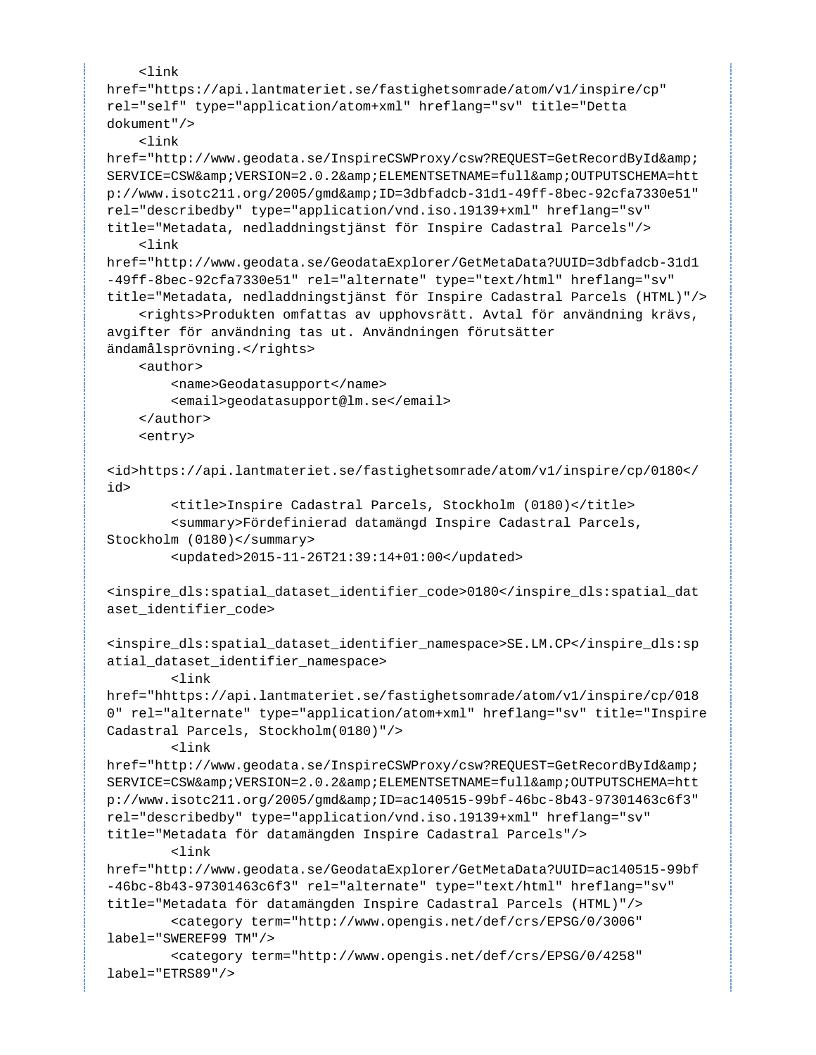```
    <link
href="https://api.lantmateriet.se/fastighetsomrade/atom/v1/inspire/cp"
rel="self" type="application/atom+xml" hreflang="sv" title="Detta
dokument"/>
    <link
href="http://www.geodata.se/InspireCSWProxy/csw?REQUEST=GetRecordById&amp;
SERVICE=CSW&amp;VERSION=2.0.2&amp;ELEMENTSETNAME=full&amp;OUTPUTSCHEMA=htt
p://www.isotc211.org/2005/gmd&amp;ID=3dbfadcb-31d1-49ff-8bec-92cfa7330e51"
rel="describedby" type="application/vnd.iso.19139+xml" hreflang="sv"
title="Metadata, nedladdningstjänst för Inspire Cadastral Parcels"/>
    <link
href="http://www.geodata.se/GeodataExplorer/GetMetaData?UUID=3dbfadcb-31d1
-49ff-8bec-92cfa7330e51" rel="alternate" type="text/html" hreflang="sv"
title="Metadata, nedladdningstjänst för Inspire Cadastral Parcels (HTML)"/>
    <rights>Produkten omfattas av upphovsrätt. Avtal för användning krävs,
avgifter för användning tas ut. Användningen förutsätter
ändamålsprövning.</rights>
    <author>
        <name>Geodatasupport</name>
        <email>geodatasupport@lm.se</email>
    </author>
    <entry>

<id>https://api.lantmateriet.se/fastighetsomrade/atom/v1/inspire/cp/0180</
id>
        <title>Inspire Cadastral Parcels, Stockholm (0180)</title>
        <summary>Fördefinierad datamängd Inspire Cadastral Parcels,
Stockholm (0180)</summary>
        <updated>2015-11-26T21:39:14+01:00</updated>

<inspire_dls:spatial_dataset_identifier_code>0180</inspire_dls:spatial_dat
aset_identifier_code>

<inspire_dls:spatial_dataset_identifier_namespace>SE.LM.CP</inspire_dls:sp
atial_dataset_identifier_namespace>
        <link
href="hhttps://api.lantmateriet.se/fastighetsomrade/atom/v1/inspire/cp/018
0" rel="alternate" type="application/atom+xml" hreflang="sv" title="Inspire
Cadastral Parcels, Stockholm(0180)"/>
        <link
href="http://www.geodata.se/InspireCSWProxy/csw?REQUEST=GetRecordById&amp;
SERVICE=CSW&amp;VERSION=2.0.2&amp;ELEMENTSETNAME=full&amp;OUTPUTSCHEMA=htt
p://www.isotc211.org/2005/gmd&amp;ID=ac140515-99bf-46bc-8b43-97301463c6f3"
rel="describedby" type="application/vnd.iso.19139+xml" hreflang="sv"
title="Metadata för datamängden Inspire Cadastral Parcels"/>
        <link
href="http://www.geodata.se/GeodataExplorer/GetMetaData?UUID=ac140515-99bf
-46bc-8b43-97301463c6f3" rel="alternate" type="text/html" hreflang="sv"
title="Metadata för datamängden Inspire Cadastral Parcels (HTML)"/>
        <category term="http://www.opengis.net/def/crs/EPSG/0/3006"
label="SWEREF99 TM"/>
        <category term="http://www.opengis.net/def/crs/EPSG/0/4258"
label="ETRS89"/>
```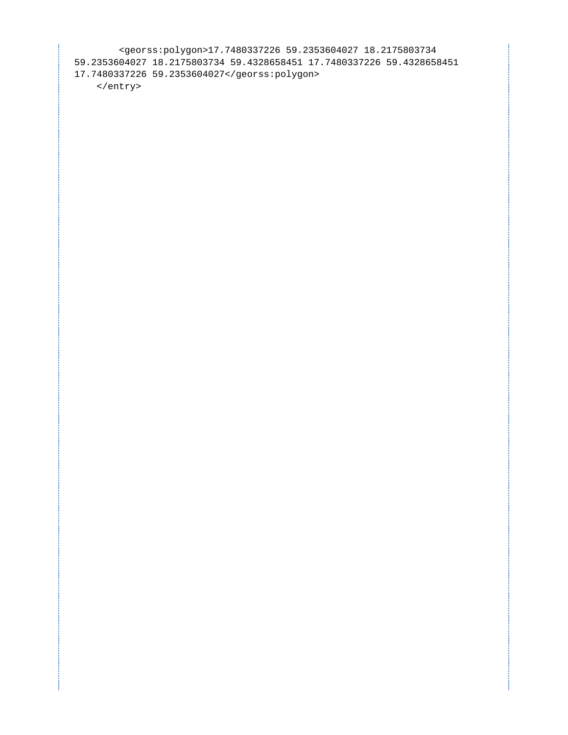```
        <georss:polygon>17.7480337226 59.2353604027 18.2175803734
59.2353604027 18.2175803734 59.4328658451 17.7480337226 59.4328658451
17.7480337226 59.2353604027</georss:polygon>
    </entry>
```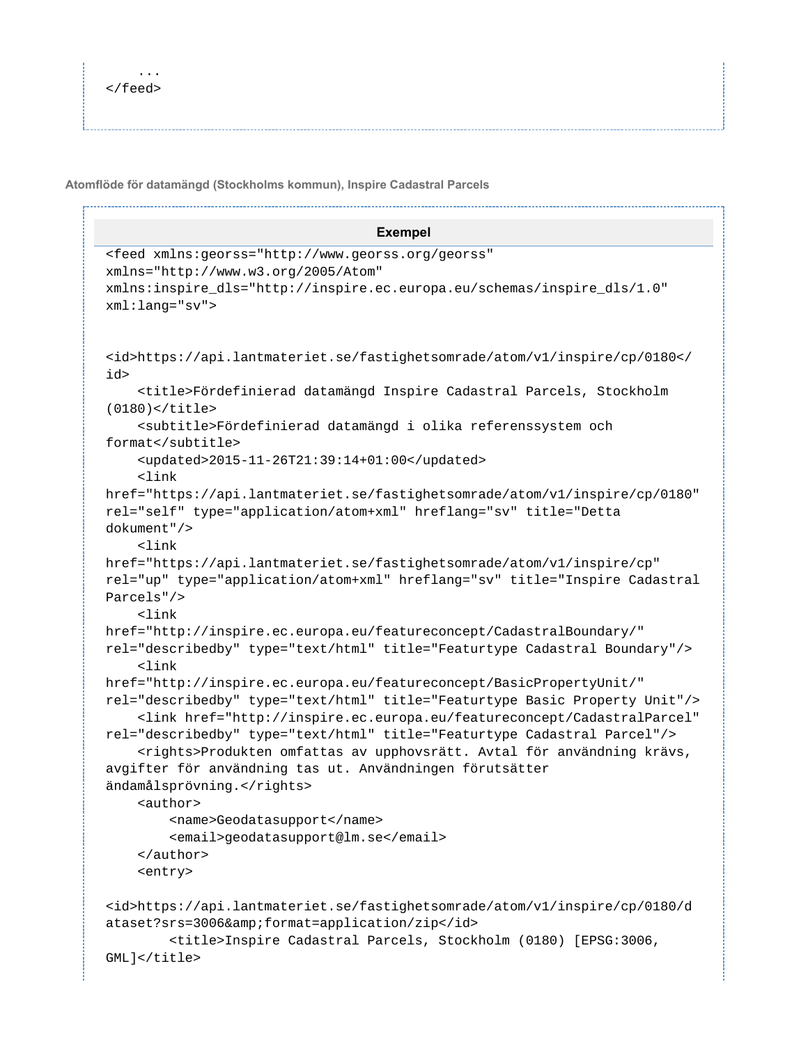```
    ...
</feed>
```

**Atomflöde för datamängd (Stockholms kommun), Inspire Cadastral Parcels**

**Exempel**

```
<feed xmlns:georss="http://www.georss.org/georss"
xmlns="http://www.w3.org/2005/Atom"
xmlns:inspire_dls="http://inspire.ec.europa.eu/schemas/inspire_dls/1.0"
xml:lang="sv">


<id>https://api.lantmateriet.se/fastighetsomrade/atom/v1/inspire/cp/0180</id>
    <title>Fördefinierad datamängd Inspire Cadastral Parcels, Stockholm
(0180)</title>
    <subtitle>Fördefinierad datamängd i olika referenssystem och
format</subtitle>
    <updated>2015-11-26T21:39:14+01:00</updated>
    <link
href="https://api.lantmateriet.se/fastighetsomrade/atom/v1/inspire/cp/0180"
rel="self" type="application/atom+xml" hreflang="sv" title="Detta
dokument"/>
    <link
href="https://api.lantmateriet.se/fastighetsomrade/atom/v1/inspire/cp"
rel="up" type="application/atom+xml" hreflang="sv" title="Inspire Cadastral
Parcels"/>
    <link
href="http://inspire.ec.europa.eu/featureconcept/CadastralBoundary/"
rel="describedby" type="text/html" title="Featurtype Cadastral Boundary"/>
    <link
href="http://inspire.ec.europa.eu/featureconcept/BasicPropertyUnit/"
rel="describedby" type="text/html" title="Featurtype Basic Property Unit"/>
    <link href="http://inspire.ec.europa.eu/featureconcept/CadastralParcel"
rel="describedby" type="text/html" title="Featurtype Cadastral Parcel"/>
    <rights>Produkten omfattas av upphovsrätt. Avtal för användning krävs,
avgifter för användning tas ut. Användningen förutsätter
ändamålsprövning.</rights>
    <author>
        <name>Geodatasupport</name>
        <email>geodatasupport@lm.se</email>
    </author>
    <entry>

<id>https://api.lantmateriet.se/fastighetsomrade/atom/v1/inspire/cp/0180/dataset?srs=3006&amp;format=application/zip</id>
        <title>Inspire Cadastral Parcels, Stockholm (0180) [EPSG:3006,
GML]</title>
```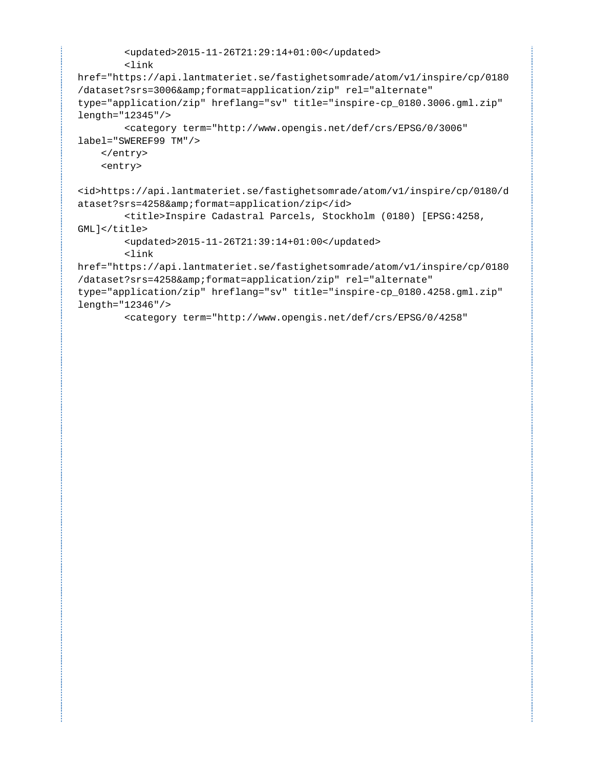```
        <updated>2015-11-26T21:29:14+01:00</updated>
        <link
href="https://api.lantmateriet.se/fastighetsomrade/atom/v1/inspire/cp/0180
/dataset?srs=3006&amp;format=application/zip" rel="alternate"
type="application/zip" hreflang="sv" title="inspire-cp_0180.3006.gml.zip"
length="12345"/>
        <category term="http://www.opengis.net/def/crs/EPSG/0/3006"
label="SWEREF99 TM"/>
    </entry>
    <entry>

<id>https://api.lantmateriet.se/fastighetsomrade/atom/v1/inspire/cp/0180/d
ataset?srs=4258&amp;format=application/zip</id>
        <title>Inspire Cadastral Parcels, Stockholm (0180) [EPSG:4258,
GML]</title>
        <updated>2015-11-26T21:39:14+01:00</updated>
        <link
href="https://api.lantmateriet.se/fastighetsomrade/atom/v1/inspire/cp/0180
/dataset?srs=4258&amp;format=application/zip" rel="alternate"
type="application/zip" hreflang="sv" title="inspire-cp_0180.4258.gml.zip"
length="12346"/>
        <category term="http://www.opengis.net/def/crs/EPSG/0/4258"
```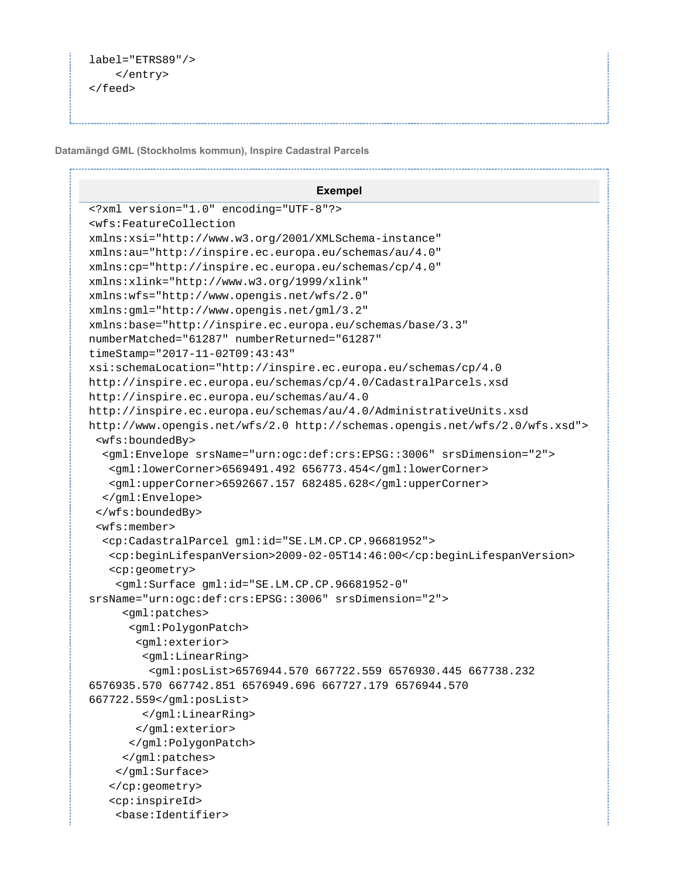```
label="ETRS89"/>
    </entry>
</feed>
```

**Datamängd GML (Stockholms kommun), Inspire Cadastral Parcels**

**Exempel**

```
<?xml version="1.0" encoding="UTF-8"?>
<wfs:FeatureCollection
xmlns:xsi="http://www.w3.org/2001/XMLSchema-instance"
xmlns:au="http://inspire.ec.europa.eu/schemas/au/4.0"
xmlns:cp="http://inspire.ec.europa.eu/schemas/cp/4.0"
xmlns:xlink="http://www.w3.org/1999/xlink"
xmlns:wfs="http://www.opengis.net/wfs/2.0"
xmlns:gml="http://www.opengis.net/gml/3.2"
xmlns:base="http://inspire.ec.europa.eu/schemas/base/3.3"
numberMatched="61287" numberReturned="61287"
timeStamp="2017-11-02T09:43:43"
xsi:schemaLocation="http://inspire.ec.europa.eu/schemas/cp/4.0
http://inspire.ec.europa.eu/schemas/cp/4.0/CadastralParcels.xsd
http://inspire.ec.europa.eu/schemas/au/4.0
http://inspire.ec.europa.eu/schemas/au/4.0/AdministrativeUnits.xsd
http://www.opengis.net/wfs/2.0 http://schemas.opengis.net/wfs/2.0/wfs.xsd">
 <wfs:boundedBy>
  <gml:Envelope srsName="urn:ogc:def:crs:EPSG::3006" srsDimension="2">
   <gml:lowerCorner>6569491.492 656773.454</gml:lowerCorner>
   <gml:upperCorner>6592667.157 682485.628</gml:upperCorner>
  </gml:Envelope>
 </wfs:boundedBy>
 <wfs:member>
  <cp:CadastralParcel gml:id="SE.LM.CP.CP.96681952">
   <cp:beginLifespanVersion>2009-02-05T14:46:00</cp:beginLifespanVersion>
   <cp:geometry>
    <gml:Surface gml:id="SE.LM.CP.CP.96681952-0"
srsName="urn:ogc:def:crs:EPSG::3006" srsDimension="2">
     <gml:patches>
      <gml:PolygonPatch>
       <gml:exterior>
        <gml:LinearRing>
         <gml:posList>6576944.570 667722.559 6576930.445 667738.232
6576935.570 667742.851 6576949.696 667727.179 6576944.570
667722.559</gml:posList>
        </gml:LinearRing>
       </gml:exterior>
      </gml:PolygonPatch>
     </gml:patches>
    </gml:Surface>
   </cp:geometry>
   <cp:inspireId>
    <base:Identifier>
```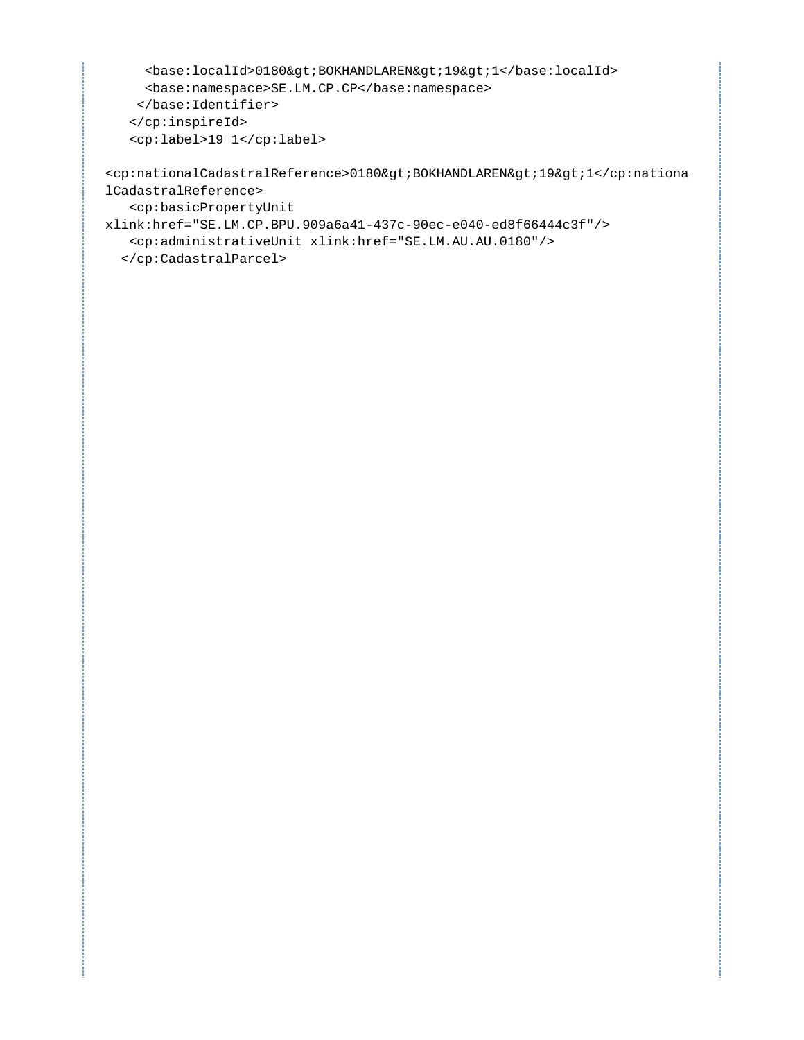```
      <base:localId>0180&gt;BOKHANDLAREN&gt;19&gt;1</base:localId>
      <base:namespace>SE.LM.CP.CP</base:namespace>
     </base:Identifier>
    </cp:inspireId>
    <cp:label>19 1</cp:label>

<cp:nationalCadastralReference>0180&gt;BOKHANDLAREN&gt;19&gt;1</cp:nationalCadastralReference>
    <cp:basicPropertyUnit
xlink:href="SE.LM.CP.BPU.909a6a41-437c-90ec-e040-ed8f66444c3f"/>
    <cp:administrativeUnit xlink:href="SE.LM.AU.AU.0180"/>
   </cp:CadastralParcel>
```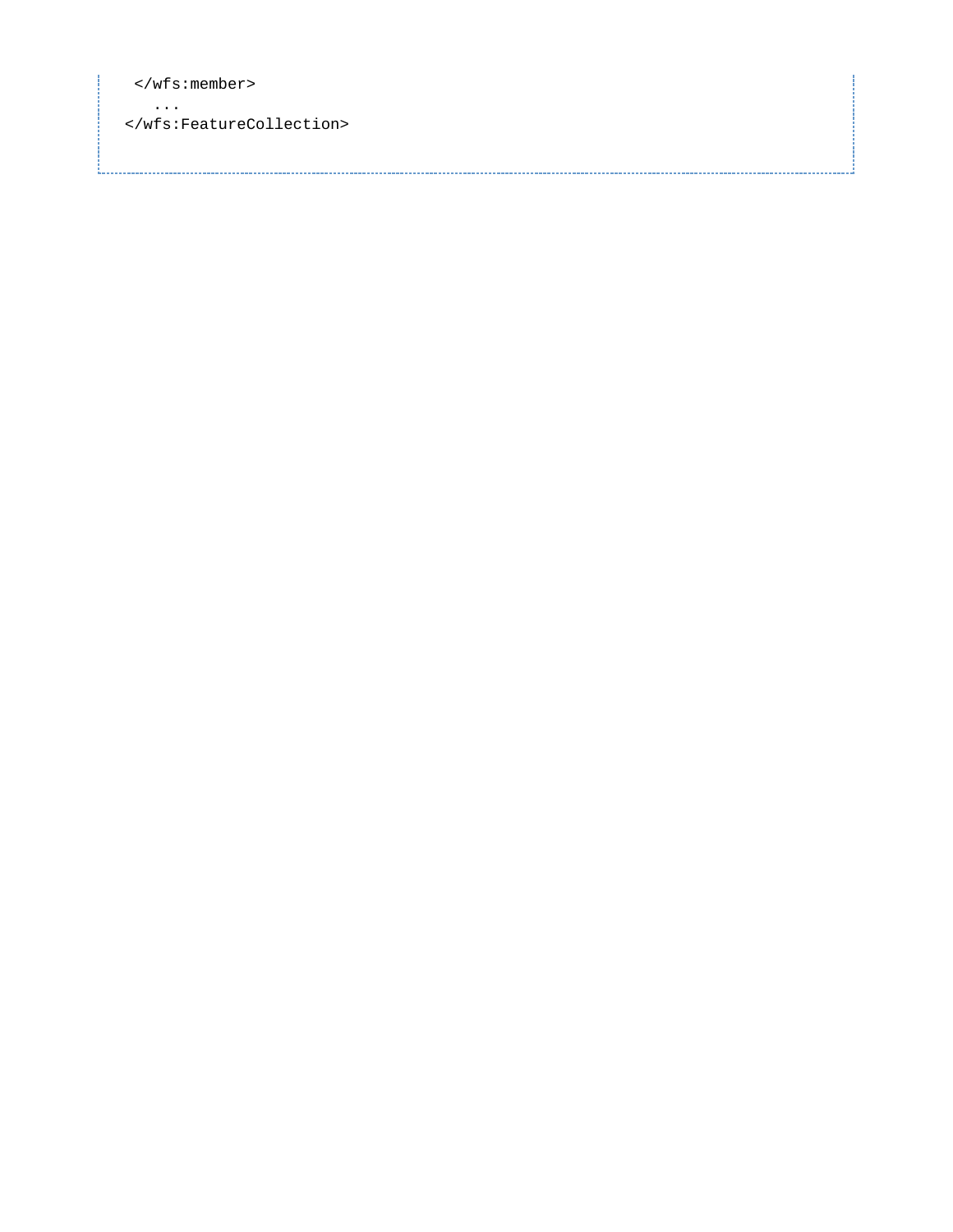```
 </wfs:member>
   ...
</wfs:FeatureCollection>
```